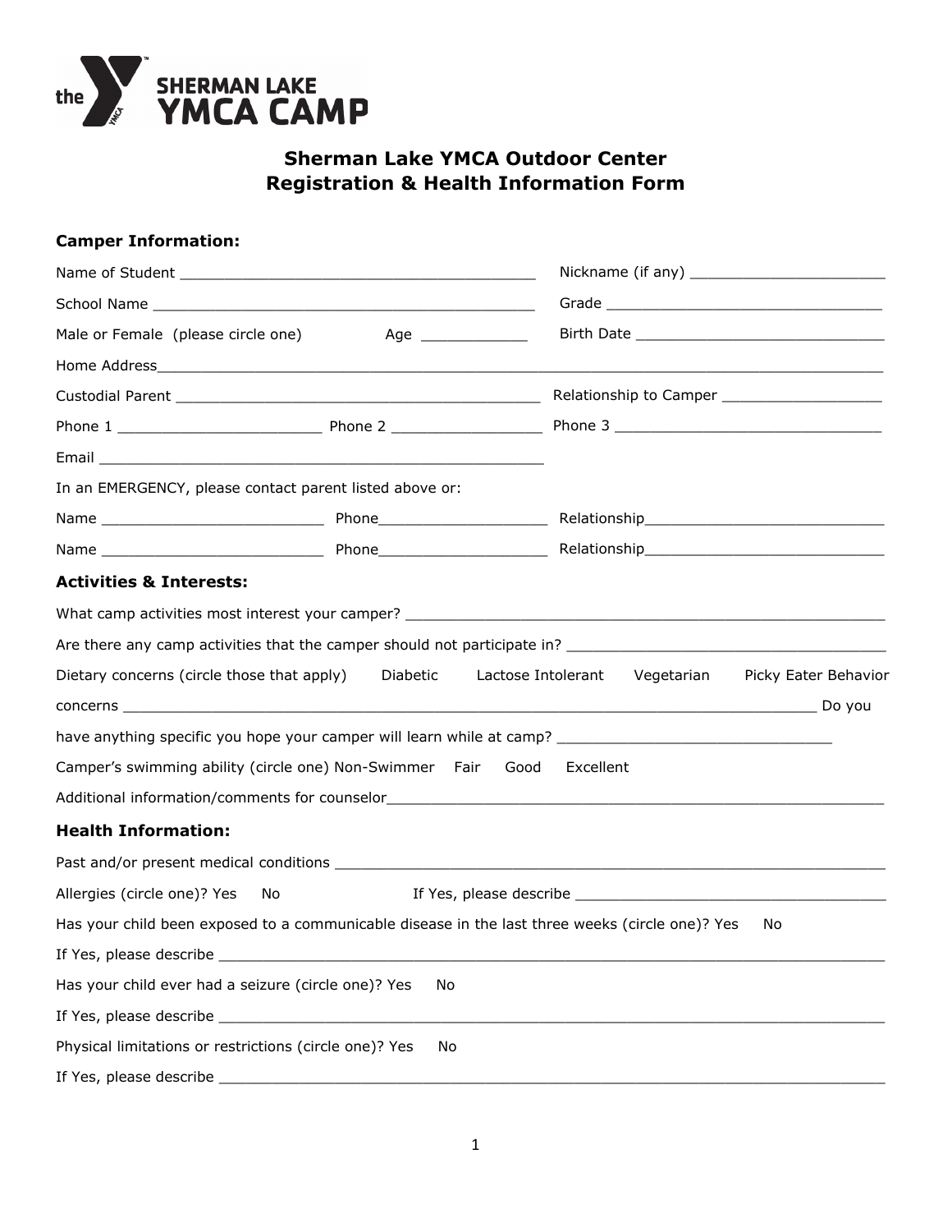# Sherman Lake YMCA Outdoor Center
# Registration & Health Information Form

**Camper Information:**

Name of Student ________________________________________ Nickname (if any) ______________________

School Name ___________________________________________ Grade _______________________________

Male or Female (please circle one) Age ____________ Birth Date _____________________________

Home Address_____________________________________________________________________________

Custodial Parent _________________________________________ Relationship to Camper __________________

Phone 1 ______________________ Phone 2 ________________ Phone 3 ______________________________

Email __________________________________________________

In an EMERGENCY, please contact parent listed above or:

Name ________________________ Phone___________________ Relationship___________________________

Name ________________________ Phone___________________ Relationship___________________________

**Activities & Interests:**

What camp activities most interest your camper? ___________________________________________________

Are there any camp activities that the camper should not participate in? ___________________________________

Dietary concerns (circle those that apply) Diabetic Lactose Intolerant Vegetarian Picky Eater Behavior concerns ______________________________________________________________________________

Do you have anything specific you hope your camper will learn while at camp? ______________________________

Camper's swimming ability (circle one) Non-Swimmer Fair Good Excellent

Additional information/comments for counselor_________________________________________________________

**Health Information:**

Past and/or present medical conditions ______________________________________________________________

Allergies (circle one)? Yes No If Yes, please describe ___________________________________

Has your child been exposed to a communicable disease in the last three weeks (circle one)? Yes No

If Yes, please describe _________________________________________________________________________

Has your child ever had a seizure (circle one)? Yes No

If Yes, please describe _________________________________________________________________________

Physical limitations or restrictions (circle one)? Yes No

If Yes, please describe _________________________________________________________________________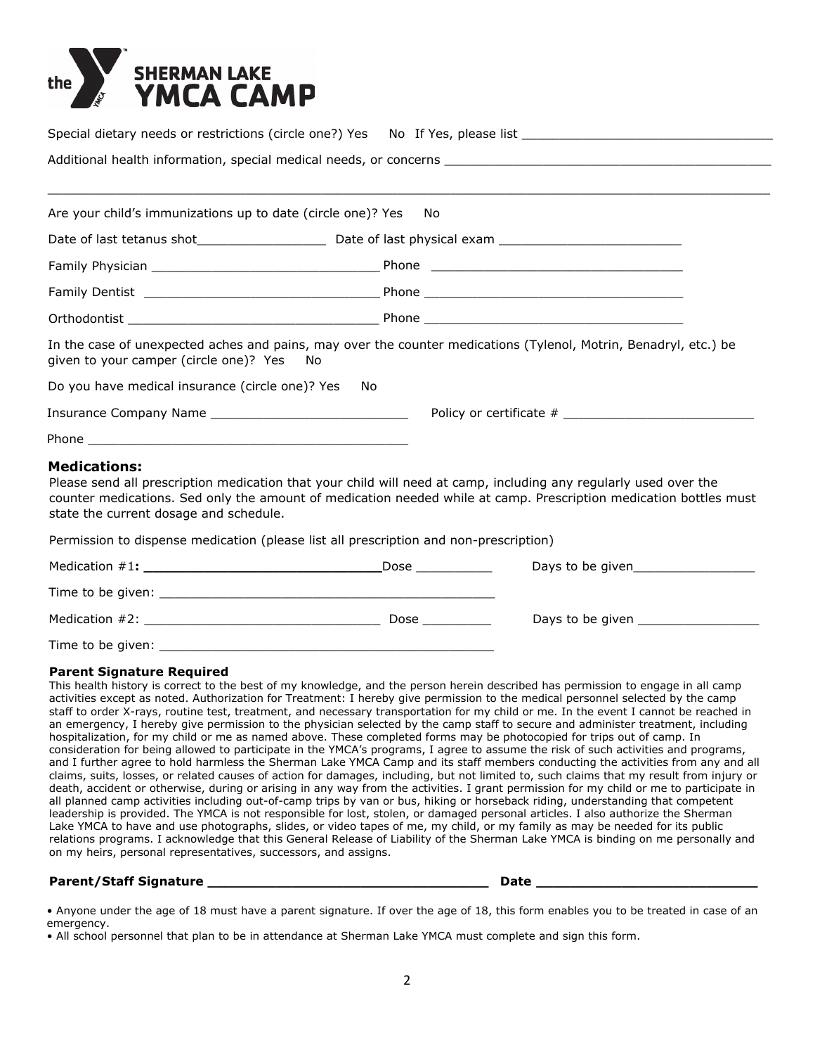# the YMCA SHERMAN LAKE YMCA CAMP

Special dietary needs or restrictions (circle one?) Yes No If Yes, please list ________________________________

Additional health information, special medical needs, or concerns ________________________________________

________________________________________________________________________________________________

Are your child's immunizations up to date (circle one)? Yes No

Date of last tetanus shot________________ Date of last physical exam _______________________

Family Physician ______________________________ Phone _________________________________

Family Dentist ______________________________ Phone _________________________________

Orthodontist ________________________________ Phone _________________________________

In the case of unexpected aches and pains, may over the counter medications (Tylenol, Motrin, Benadryl, etc.) be given to your camper (circle one)? Yes No

Do you have medical insurance (circle one)? Yes No

Insurance Company Name _________________________ Policy or certificate # ________________________

Phone __________________________________________

### Medications:

Please send all prescription medication that your child will need at camp, including any regularly used over the counter medications. Sed only the amount of medication needed while at camp. Prescription medication bottles must state the current dosage and schedule.

Permission to dispense medication (please list all prescription and non-prescription)

Medication #1**:** ______________________________Dose __________ Days to be given________________

Time to be given: ____________________________________________

Medication #2: ______________________________ Dose _________ Days to be given ________________

Time to be given: ____________________________________________

**Parent Signature Required**

This health history is correct to the best of my knowledge, and the person herein described has permission to engage in all camp activities except as noted. Authorization for Treatment: I hereby give permission to the medical personnel selected by the camp staff to order X-rays, routine test, treatment, and necessary transportation for my child or me. In the event I cannot be reached in an emergency, I hereby give permission to the physician selected by the camp staff to secure and administer treatment, including hospitalization, for my child or me as named above. These completed forms may be photocopied for trips out of camp. In consideration for being allowed to participate in the YMCA's programs, I agree to assume the risk of such activities and programs, and I further agree to hold harmless the Sherman Lake YMCA Camp and its staff members conducting the activities from any and all claims, suits, losses, or related causes of action for damages, including, but not limited to, such claims that my result from injury or death, accident or otherwise, during or arising in any way from the activities. I grant permission for my child or me to participate in all planned camp activities including out-of-camp trips by van or bus, hiking or horseback riding, understanding that competent leadership is provided. The YMCA is not responsible for lost, stolen, or damaged personal articles. I also authorize the Sherman Lake YMCA to have and use photographs, slides, or video tapes of me, my child, or my family as may be needed for its public relations programs. I acknowledge that this General Release of Liability of the Sherman Lake YMCA is binding on me personally and on my heirs, personal representatives, successors, and assigns.

**Parent/Staff Signature ___________________________________ Date ___________________________**

- Anyone under the age of 18 must have a parent signature. If over the age of 18, this form enables you to be treated in case of an emergency.
- All school personnel that plan to be in attendance at Sherman Lake YMCA must complete and sign this form.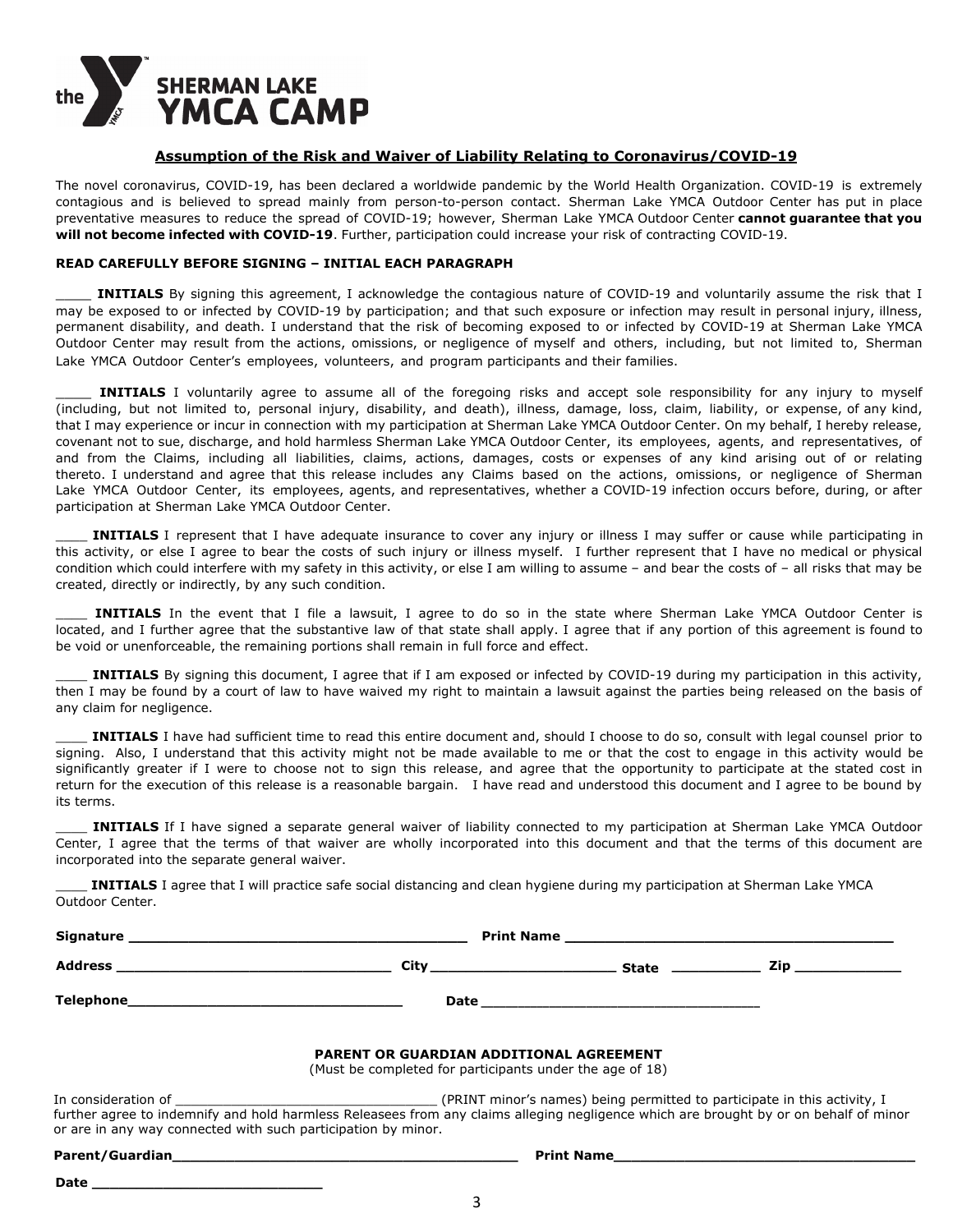**the YMCA SHERMAN LAKE YMCA CAMP**

## Assumption of the Risk and Waiver of Liability Relating to Coronavirus/COVID-19

The novel coronavirus, COVID-19, has been declared a worldwide pandemic by the World Health Organization. COVID-19 is extremely contagious and is believed to spread mainly from person-to-person contact. Sherman Lake YMCA Outdoor Center has put in place preventative measures to reduce the spread of COVID-19; however, Sherman Lake YMCA Outdoor Center **cannot guarantee that you will not become infected with COVID-19**. Further, participation could increase your risk of contracting COVID-19.

**READ CAREFULLY BEFORE SIGNING – INITIAL EACH PARAGRAPH**

____ **INITIALS** By signing this agreement, I acknowledge the contagious nature of COVID-19 and voluntarily assume the risk that I may be exposed to or infected by COVID-19 by participation; and that such exposure or infection may result in personal injury, illness, permanent disability, and death. I understand that the risk of becoming exposed to or infected by COVID-19 at Sherman Lake YMCA Outdoor Center may result from the actions, omissions, or negligence of myself and others, including, but not limited to, Sherman Lake YMCA Outdoor Center's employees, volunteers, and program participants and their families.

____ **INITIALS** I voluntarily agree to assume all of the foregoing risks and accept sole responsibility for any injury to myself (including, but not limited to, personal injury, disability, and death), illness, damage, loss, claim, liability, or expense, of any kind, that I may experience or incur in connection with my participation at Sherman Lake YMCA Outdoor Center. On my behalf, I hereby release, covenant not to sue, discharge, and hold harmless Sherman Lake YMCA Outdoor Center, its employees, agents, and representatives, of and from the Claims, including all liabilities, claims, actions, damages, costs or expenses of any kind arising out of or relating thereto. I understand and agree that this release includes any Claims based on the actions, omissions, or negligence of Sherman Lake YMCA Outdoor Center, its employees, agents, and representatives, whether a COVID-19 infection occurs before, during, or after participation at Sherman Lake YMCA Outdoor Center.

____ **INITIALS** I represent that I have adequate insurance to cover any injury or illness I may suffer or cause while participating in this activity, or else I agree to bear the costs of such injury or illness myself. I further represent that I have no medical or physical condition which could interfere with my safety in this activity, or else I am willing to assume – and bear the costs of – all risks that may be created, directly or indirectly, by any such condition.

____ **INITIALS** In the event that I file a lawsuit, I agree to do so in the state where Sherman Lake YMCA Outdoor Center is located, and I further agree that the substantive law of that state shall apply. I agree that if any portion of this agreement is found to be void or unenforceable, the remaining portions shall remain in full force and effect.

____ **INITIALS** By signing this document, I agree that if I am exposed or infected by COVID-19 during my participation in this activity, then I may be found by a court of law to have waived my right to maintain a lawsuit against the parties being released on the basis of any claim for negligence.

____ **INITIALS** I have had sufficient time to read this entire document and, should I choose to do so, consult with legal counsel prior to signing. Also, I understand that this activity might not be made available to me or that the cost to engage in this activity would be significantly greater if I were to choose not to sign this release, and agree that the opportunity to participate at the stated cost in return for the execution of this release is a reasonable bargain. I have read and understood this document and I agree to be bound by its terms.

____ **INITIALS** If I have signed a separate general waiver of liability connected to my participation at Sherman Lake YMCA Outdoor Center, I agree that the terms of that waiver are wholly incorporated into this document and that the terms of this document are incorporated into the separate general waiver.

____ **INITIALS** I agree that I will practice safe social distancing and clean hygiene during my participation at Sherman Lake YMCA Outdoor Center.

**Signature** ______________________________________ **Print Name** ______________________________________

**Address** ________________________________ **City** _____________________ **State** __________ **Zip** ____________

**Telephone** ________________________________ **Date** ________________________________

**PARENT OR GUARDIAN ADDITIONAL AGREEMENT**

(Must be completed for participants under the age of 18)

In consideration of ______________________________ (PRINT minor's names) being permitted to participate in this activity, I further agree to indemnify and hold harmless Releasees from any claims alleging negligence which are brought by or on behalf of minor or are in any way connected with such participation by minor.

**Parent/Guardian** ________________________________________ **Print Name** ___________________________________

**Date** ___________________________